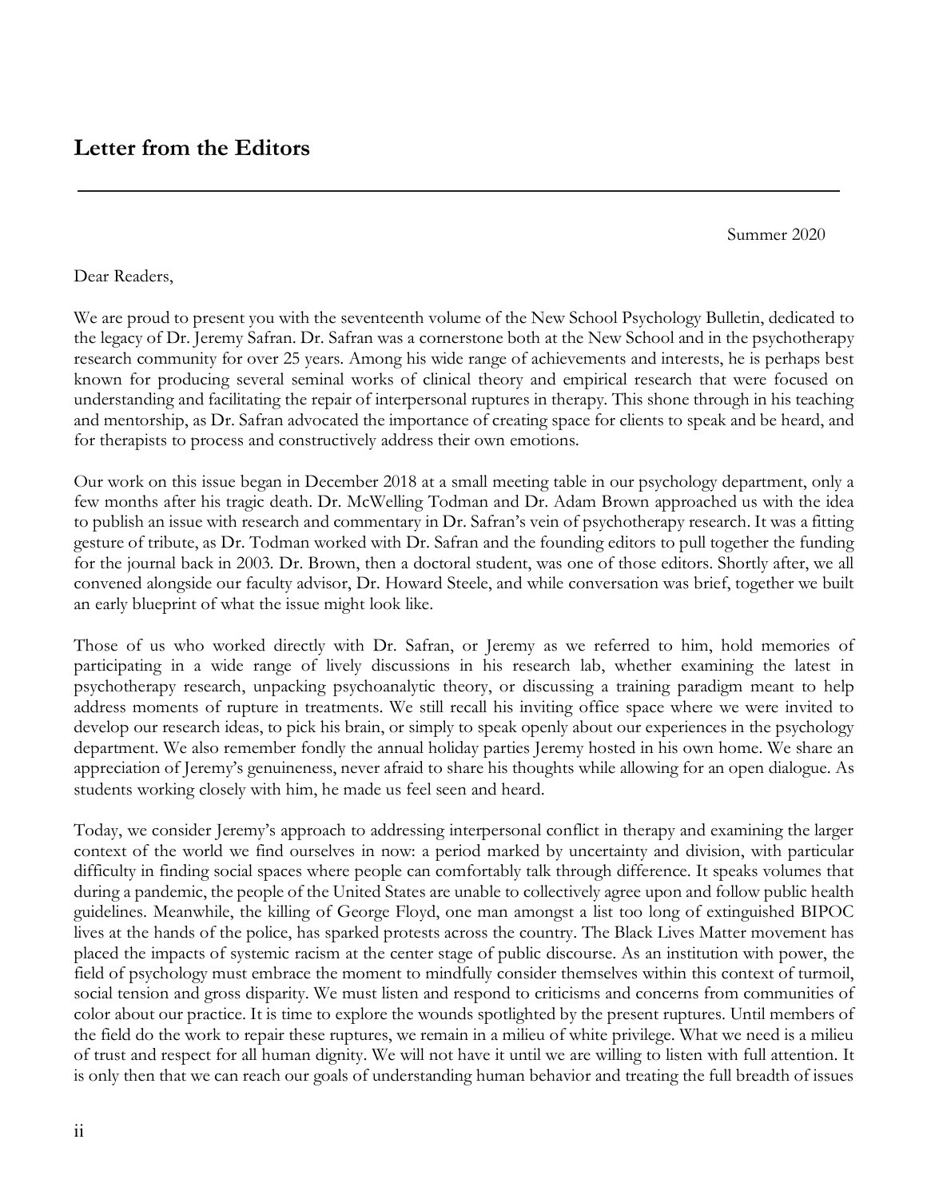## Letter from the Editors

Summer 2020

Dear Readers,

We are proud to present you with the seventeenth volume of the New School Psychology Bulletin, dedicated to the legacy of Dr. Jeremy Safran. Dr. Safran was a cornerstone both at the New School and in the psychotherapy research community for over 25 years. Among his wide range of achievements and interests, he is perhaps best known for producing several seminal works of clinical theory and empirical research that were focused on understanding and facilitating the repair of interpersonal ruptures in therapy. This shone through in his teaching and mentorship, as Dr. Safran advocated the importance of creating space for clients to speak and be heard, and for therapists to process and constructively address their own emotions.

Our work on this issue began in December 2018 at a small meeting table in our psychology department, only a few months after his tragic death. Dr. McWelling Todman and Dr. Adam Brown approached us with the idea to publish an issue with research and commentary in Dr. Safran's vein of psychotherapy research. It was a fitting gesture of tribute, as Dr. Todman worked with Dr. Safran and the founding editors to pull together the funding for the journal back in 2003. Dr. Brown, then a doctoral student, was one of those editors. Shortly after, we all convened alongside our faculty advisor, Dr. Howard Steele, and while conversation was brief, together we built an early blueprint of what the issue might look like.

Those of us who worked directly with Dr. Safran, or Jeremy as we referred to him, hold memories of participating in a wide range of lively discussions in his research lab, whether examining the latest in psychotherapy research, unpacking psychoanalytic theory, or discussing a training paradigm meant to help address moments of rupture in treatments. We still recall his inviting office space where we were invited to develop our research ideas, to pick his brain, or simply to speak openly about our experiences in the psychology department. We also remember fondly the annual holiday parties Jeremy hosted in his own home. We share an appreciation of Jeremy's genuineness, never afraid to share his thoughts while allowing for an open dialogue. As students working closely with him, he made us feel seen and heard.

Today, we consider Jeremy's approach to addressing interpersonal conflict in therapy and examining the larger context of the world we find ourselves in now: a period marked by uncertainty and division, with particular difficulty in finding social spaces where people can comfortably talk through difference. It speaks volumes that during a pandemic, the people of the United States are unable to collectively agree upon and follow public health guidelines. Meanwhile, the killing of George Floyd, one man amongst a list too long of extinguished BIPOC lives at the hands of the police, has sparked protests across the country. The Black Lives Matter movement has placed the impacts of systemic racism at the center stage of public discourse. As an institution with power, the field of psychology must embrace the moment to mindfully consider themselves within this context of turmoil, social tension and gross disparity. We must listen and respond to criticisms and concerns from communities of color about our practice. It is time to explore the wounds spotlighted by the present ruptures. Until members of the field do the work to repair these ruptures, we remain in a milieu of white privilege. What we need is a milieu of trust and respect for all human dignity. We will not have it until we are willing to listen with full attention. It is only then that we can reach our goals of understanding human behavior and treating the full breadth of issues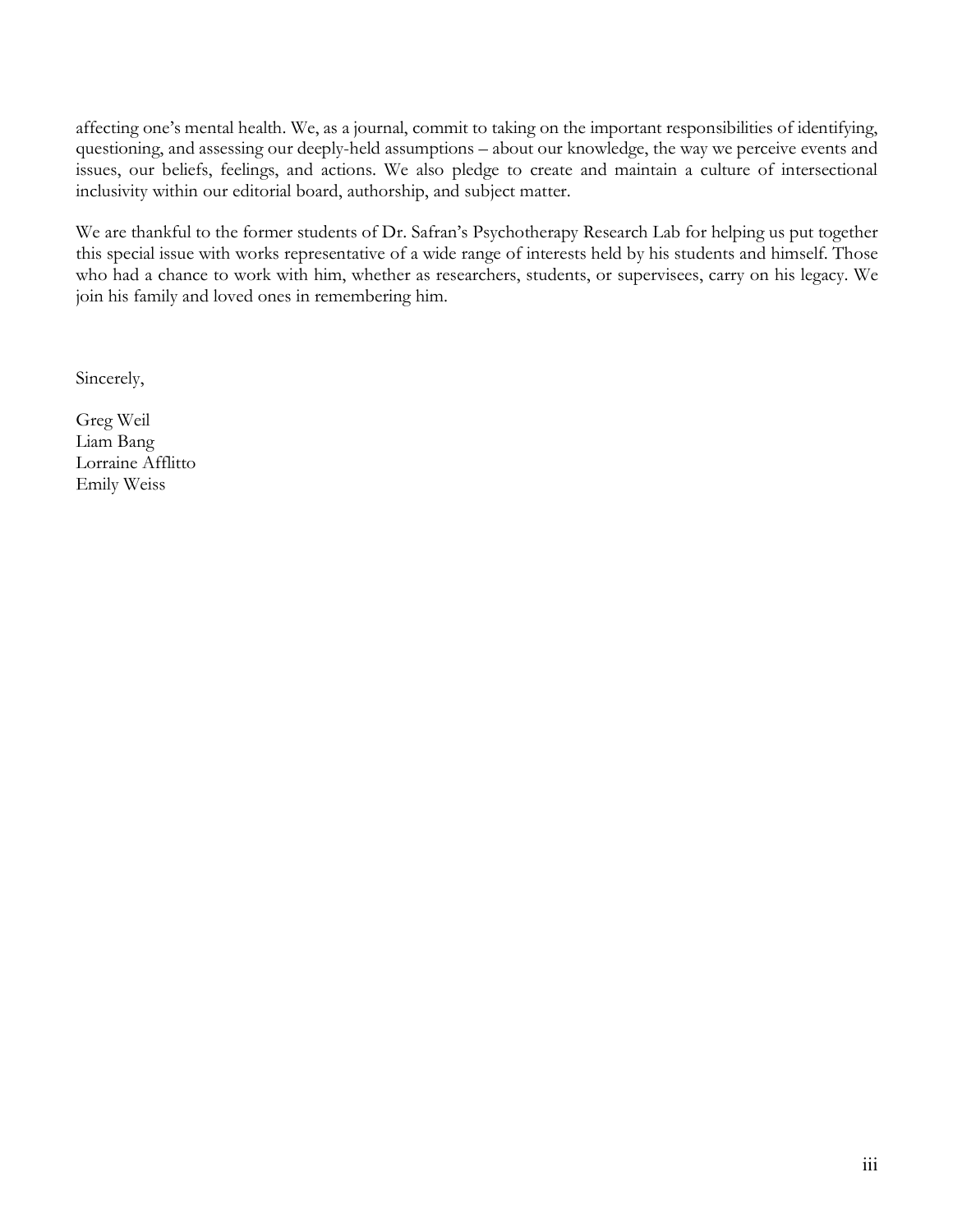affecting one's mental health. We, as a journal, commit to taking on the important responsibilities of identifying, questioning, and assessing our deeply-held assumptions – about our knowledge, the way we perceive events and issues, our beliefs, feelings, and actions. We also pledge to create and maintain a culture of intersectional inclusivity within our editorial board, authorship, and subject matter.

We are thankful to the former students of Dr. Safran's Psychotherapy Research Lab for helping us put together this special issue with works representative of a wide range of interests held by his students and himself. Those who had a chance to work with him, whether as researchers, students, or supervisees, carry on his legacy. We join his family and loved ones in remembering him.

Sincerely,

Greg Weil
Liam Bang
Lorraine Afflitto
Emily Weiss